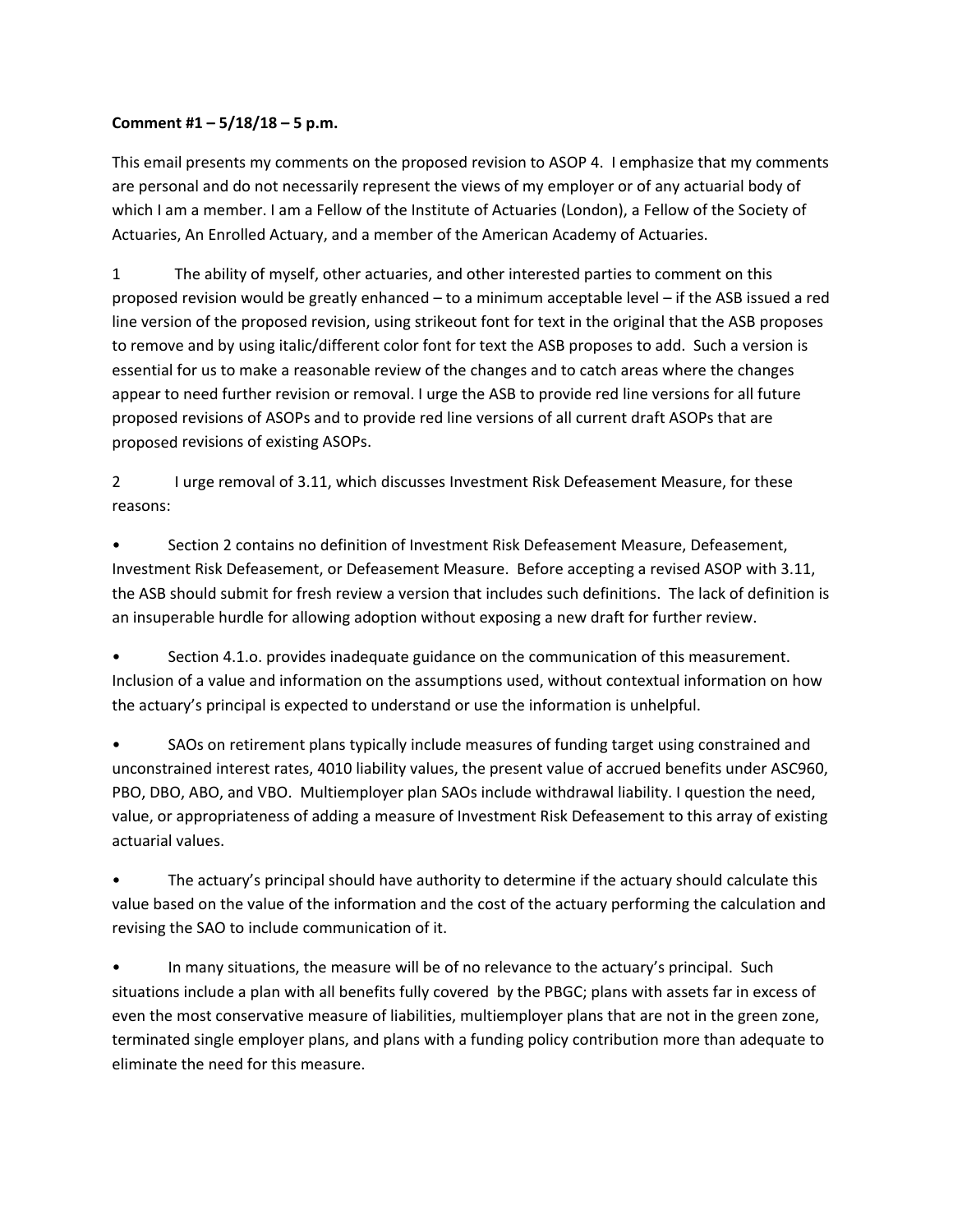**Comment #1 – 5/18/18 – 5 p.m.**

This email presents my comments on the proposed revision to ASOP 4. I emphasize that my comments are personal and do not necessarily represent the views of my employer or of any actuarial body of which I am a member. I am a Fellow of the Institute of Actuaries (London), a Fellow of the Society of Actuaries, An Enrolled Actuary, and a member of the American Academy of Actuaries.

1 The ability of myself, other actuaries, and other interested parties to comment on this proposed revision would be greatly enhanced – to a minimum acceptable level – if the ASB issued a red line version of the proposed revision, using strikeout font for text in the original that the ASB proposes to remove and by using italic/different color font for text the ASB proposes to add. Such a version is essential for us to make a reasonable review of the changes and to catch areas where the changes appear to need further revision or removal. I urge the ASB to provide red line versions for all future proposed revisions of ASOPs and to provide red line versions of all current draft ASOPs that are proposed revisions of existing ASOPs.

2 I urge removal of 3.11, which discusses Investment Risk Defeasement Measure, for these reasons:

- Section 2 contains no definition of Investment Risk Defeasement Measure, Defeasement, Investment Risk Defeasement, or Defeasement Measure. Before accepting a revised ASOP with 3.11, the ASB should submit for fresh review a version that includes such definitions. The lack of definition is an insuperable hurdle for allowing adoption without exposing a new draft for further review.

- Section 4.1.o. provides inadequate guidance on the communication of this measurement. Inclusion of a value and information on the assumptions used, without contextual information on how the actuary's principal is expected to understand or use the information is unhelpful.

- SAOs on retirement plans typically include measures of funding target using constrained and unconstrained interest rates, 4010 liability values, the present value of accrued benefits under ASC960, PBO, DBO, ABO, and VBO. Multiemployer plan SAOs include withdrawal liability. I question the need, value, or appropriateness of adding a measure of Investment Risk Defeasement to this array of existing actuarial values.

- The actuary's principal should have authority to determine if the actuary should calculate this value based on the value of the information and the cost of the actuary performing the calculation and revising the SAO to include communication of it.

- In many situations, the measure will be of no relevance to the actuary's principal. Such situations include a plan with all benefits fully covered by the PBGC; plans with assets far in excess of even the most conservative measure of liabilities, multiemployer plans that are not in the green zone, terminated single employer plans, and plans with a funding policy contribution more than adequate to eliminate the need for this measure.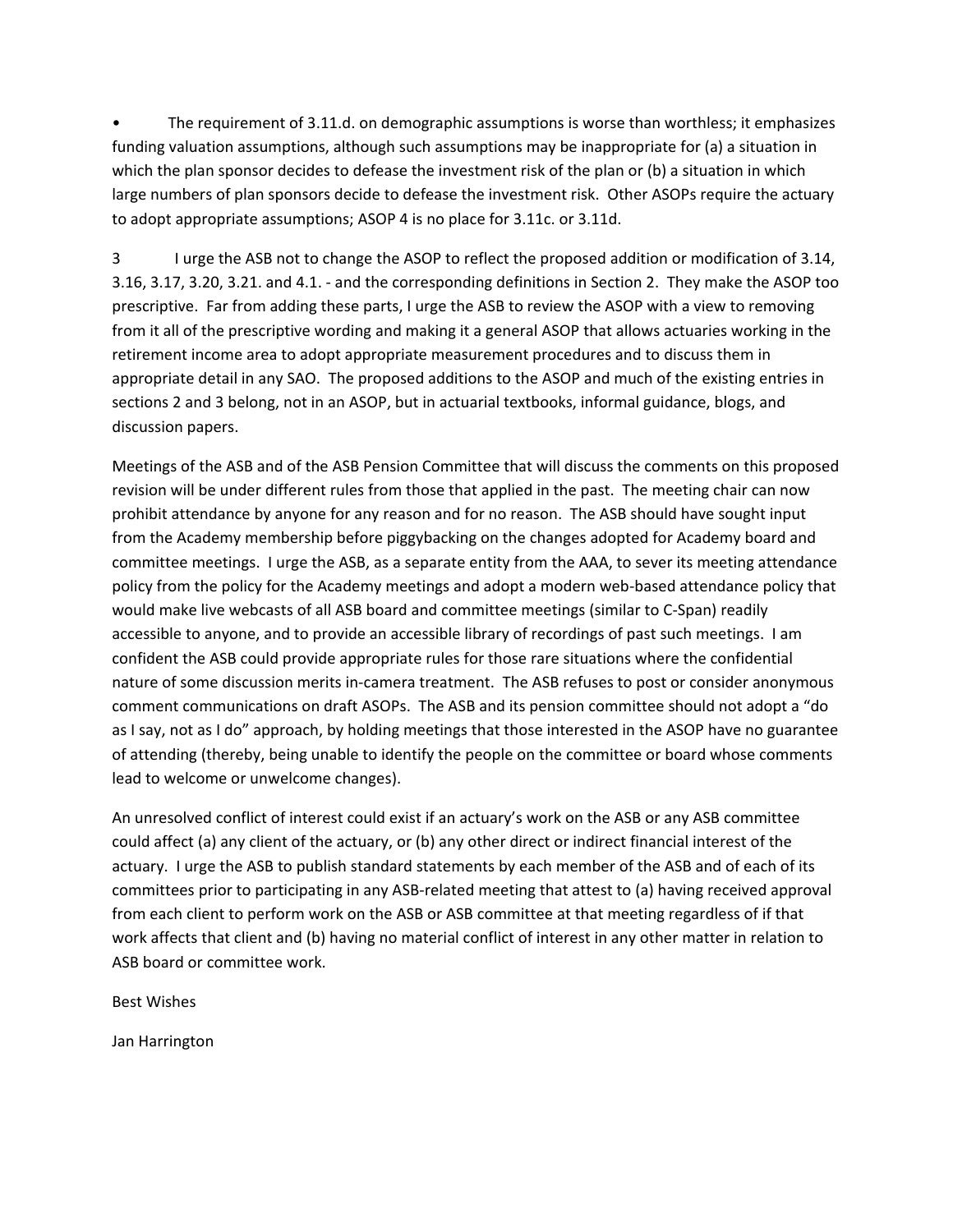- The requirement of 3.11.d. on demographic assumptions is worse than worthless; it emphasizes funding valuation assumptions, although such assumptions may be inappropriate for (a) a situation in which the plan sponsor decides to defease the investment risk of the plan or (b) a situation in which large numbers of plan sponsors decide to defease the investment risk. Other ASOPs require the actuary to adopt appropriate assumptions; ASOP 4 is no place for 3.11c. or 3.11d.

3 I urge the ASB not to change the ASOP to reflect the proposed addition or modification of 3.14, 3.16, 3.17, 3.20, 3.21. and 4.1. - and the corresponding definitions in Section 2. They make the ASOP too prescriptive. Far from adding these parts, I urge the ASB to review the ASOP with a view to removing from it all of the prescriptive wording and making it a general ASOP that allows actuaries working in the retirement income area to adopt appropriate measurement procedures and to discuss them in appropriate detail in any SAO. The proposed additions to the ASOP and much of the existing entries in sections 2 and 3 belong, not in an ASOP, but in actuarial textbooks, informal guidance, blogs, and discussion papers.

Meetings of the ASB and of the ASB Pension Committee that will discuss the comments on this proposed revision will be under different rules from those that applied in the past. The meeting chair can now prohibit attendance by anyone for any reason and for no reason. The ASB should have sought input from the Academy membership before piggybacking on the changes adopted for Academy board and committee meetings. I urge the ASB, as a separate entity from the AAA, to sever its meeting attendance policy from the policy for the Academy meetings and adopt a modern web-based attendance policy that would make live webcasts of all ASB board and committee meetings (similar to C-Span) readily accessible to anyone, and to provide an accessible library of recordings of past such meetings. I am confident the ASB could provide appropriate rules for those rare situations where the confidential nature of some discussion merits in-camera treatment. The ASB refuses to post or consider anonymous comment communications on draft ASOPs. The ASB and its pension committee should not adopt a "do as I say, not as I do" approach, by holding meetings that those interested in the ASOP have no guarantee of attending (thereby, being unable to identify the people on the committee or board whose comments lead to welcome or unwelcome changes).

An unresolved conflict of interest could exist if an actuary's work on the ASB or any ASB committee could affect (a) any client of the actuary, or (b) any other direct or indirect financial interest of the actuary. I urge the ASB to publish standard statements by each member of the ASB and of each of its committees prior to participating in any ASB-related meeting that attest to (a) having received approval from each client to perform work on the ASB or ASB committee at that meeting regardless of if that work affects that client and (b) having no material conflict of interest in any other matter in relation to ASB board or committee work.

Best Wishes

Jan Harrington